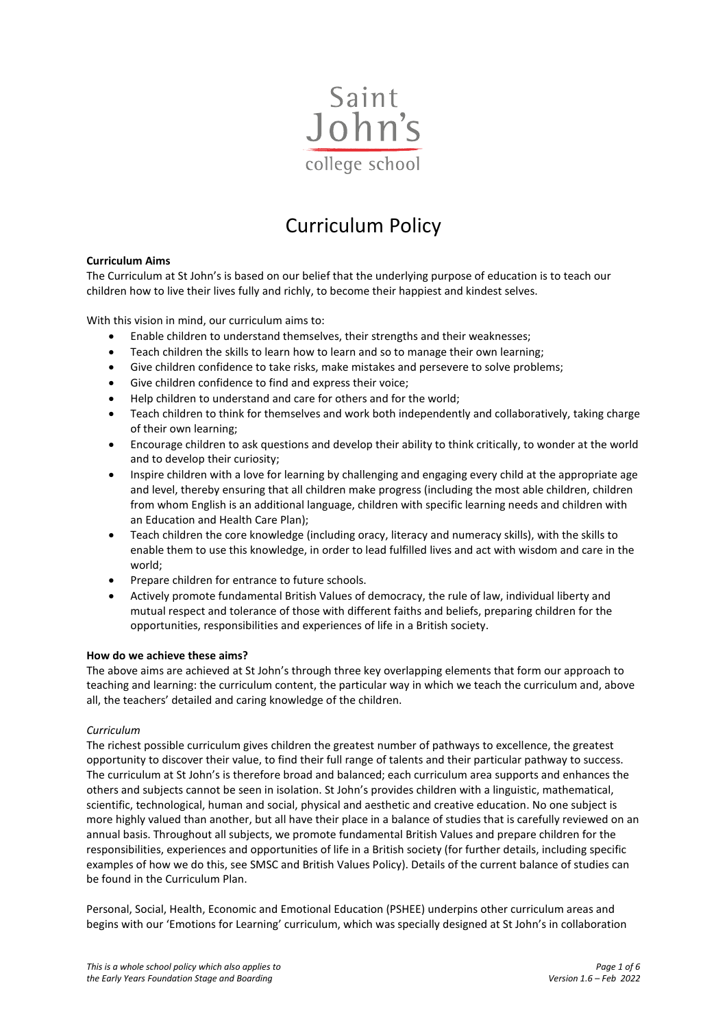Saint John's college school

# Curriculum Policy

**Curriculum Aims**

The Curriculum at St John's is based on our belief that the underlying purpose of education is to teach our children how to live their lives fully and richly, to become their happiest and kindest selves.

With this vision in mind, our curriculum aims to:

- Enable children to understand themselves, their strengths and their weaknesses;
- Teach children the skills to learn how to learn and so to manage their own learning;
- Give children confidence to take risks, make mistakes and persevere to solve problems;
- Give children confidence to find and express their voice;
- Help children to understand and care for others and for the world;
- Teach children to think for themselves and work both independently and collaboratively, taking charge of their own learning;
- Encourage children to ask questions and develop their ability to think critically, to wonder at the world and to develop their curiosity;
- Inspire children with a love for learning by challenging and engaging every child at the appropriate age and level, thereby ensuring that all children make progress (including the most able children, children from whom English is an additional language, children with specific learning needs and children with an Education and Health Care Plan);
- Teach children the core knowledge (including oracy, literacy and numeracy skills), with the skills to enable them to use this knowledge, in order to lead fulfilled lives and act with wisdom and care in the world;
- Prepare children for entrance to future schools.
- Actively promote fundamental British Values of democracy, the rule of law, individual liberty and mutual respect and tolerance of those with different faiths and beliefs, preparing children for the opportunities, responsibilities and experiences of life in a British society.

**How do we achieve these aims?**

The above aims are achieved at St John's through three key overlapping elements that form our approach to teaching and learning: the curriculum content, the particular way in which we teach the curriculum and, above all, the teachers' detailed and caring knowledge of the children.

*Curriculum*

The richest possible curriculum gives children the greatest number of pathways to excellence, the greatest opportunity to discover their value, to find their full range of talents and their particular pathway to success. The curriculum at St John's is therefore broad and balanced; each curriculum area supports and enhances the others and subjects cannot be seen in isolation. St John's provides children with a linguistic, mathematical, scientific, technological, human and social, physical and aesthetic and creative education. No one subject is more highly valued than another, but all have their place in a balance of studies that is carefully reviewed on an annual basis. Throughout all subjects, we promote fundamental British Values and prepare children for the responsibilities, experiences and opportunities of life in a British society (for further details, including specific examples of how we do this, see SMSC and British Values Policy). Details of the current balance of studies can be found in the Curriculum Plan.

Personal, Social, Health, Economic and Emotional Education (PSHEE) underpins other curriculum areas and begins with our 'Emotions for Learning' curriculum, which was specially designed at St John's in collaboration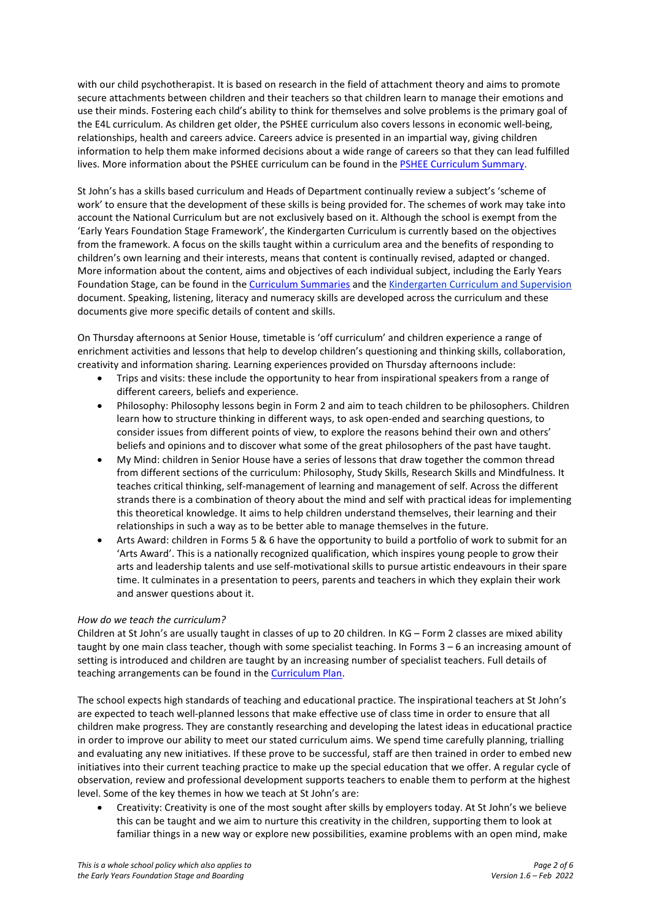with our child psychotherapist. It is based on research in the field of attachment theory and aims to promote secure attachments between children and their teachers so that children learn to manage their emotions and use their minds. Fostering each child's ability to think for themselves and solve problems is the primary goal of the E4L curriculum. As children get older, the PSHEE curriculum also covers lessons in economic well-being, relationships, health and careers advice. Careers advice is presented in an impartial way, giving children information to help them make informed decisions about a wide range of careers so that they can lead fulfilled lives. More information about the PSHEE curriculum can be found in the PSHEE Curriculum Summary.

St John's has a skills based curriculum and Heads of Department continually review a subject's 'scheme of work' to ensure that the development of these skills is being provided for. The schemes of work may take into account the National Curriculum but are not exclusively based on it. Although the school is exempt from the 'Early Years Foundation Stage Framework', the Kindergarten Curriculum is currently based on the objectives from the framework. A focus on the skills taught within a curriculum area and the benefits of responding to children's own learning and their interests, means that content is continually revised, adapted or changed. More information about the content, aims and objectives of each individual subject, including the Early Years Foundation Stage, can be found in the Curriculum Summaries and the Kindergarten Curriculum and Supervision document. Speaking, listening, literacy and numeracy skills are developed across the curriculum and these documents give more specific details of content and skills.

On Thursday afternoons at Senior House, timetable is 'off curriculum' and children experience a range of enrichment activities and lessons that help to develop children's questioning and thinking skills, collaboration, creativity and information sharing. Learning experiences provided on Thursday afternoons include:

- Trips and visits: these include the opportunity to hear from inspirational speakers from a range of different careers, beliefs and experience.
- Philosophy: Philosophy lessons begin in Form 2 and aim to teach children to be philosophers. Children learn how to structure thinking in different ways, to ask open-ended and searching questions, to consider issues from different points of view, to explore the reasons behind their own and others' beliefs and opinions and to discover what some of the great philosophers of the past have taught.
- My Mind: children in Senior House have a series of lessons that draw together the common thread from different sections of the curriculum: Philosophy, Study Skills, Research Skills and Mindfulness. It teaches critical thinking, self-management of learning and management of self. Across the different strands there is a combination of theory about the mind and self with practical ideas for implementing this theoretical knowledge. It aims to help children understand themselves, their learning and their relationships in such a way as to be better able to manage themselves in the future.
- Arts Award: children in Forms 5 & 6 have the opportunity to build a portfolio of work to submit for an 'Arts Award'. This is a nationally recognized qualification, which inspires young people to grow their arts and leadership talents and use self-motivational skills to pursue artistic endeavours in their spare time. It culminates in a presentation to peers, parents and teachers in which they explain their work and answer questions about it.

*How do we teach the curriculum?*

Children at St John's are usually taught in classes of up to 20 children. In KG – Form 2 classes are mixed ability taught by one main class teacher, though with some specialist teaching. In Forms 3 – 6 an increasing amount of setting is introduced and children are taught by an increasing number of specialist teachers. Full details of teaching arrangements can be found in the Curriculum Plan.

The school expects high standards of teaching and educational practice. The inspirational teachers at St John's are expected to teach well-planned lessons that make effective use of class time in order to ensure that all children make progress. They are constantly researching and developing the latest ideas in educational practice in order to improve our ability to meet our stated curriculum aims. We spend time carefully planning, trialling and evaluating any new initiatives. If these prove to be successful, staff are then trained in order to embed new initiatives into their current teaching practice to make up the special education that we offer. A regular cycle of observation, review and professional development supports teachers to enable them to perform at the highest level. Some of the key themes in how we teach at St John's are:

- Creativity: Creativity is one of the most sought after skills by employers today. At St John's we believe this can be taught and we aim to nurture this creativity in the children, supporting them to look at familiar things in a new way or explore new possibilities, examine problems with an open mind, make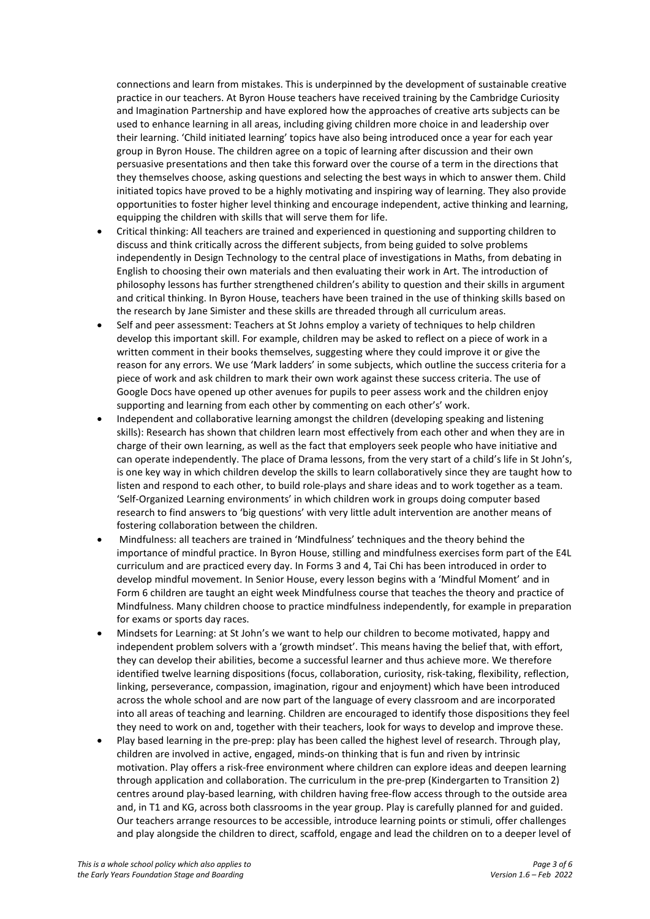connections and learn from mistakes. This is underpinned by the development of sustainable creative practice in our teachers. At Byron House teachers have received training by the Cambridge Curiosity and Imagination Partnership and have explored how the approaches of creative arts subjects can be used to enhance learning in all areas, including giving children more choice in and leadership over their learning. 'Child initiated learning' topics have also being introduced once a year for each year group in Byron House. The children agree on a topic of learning after discussion and their own persuasive presentations and then take this forward over the course of a term in the directions that they themselves choose, asking questions and selecting the best ways in which to answer them. Child initiated topics have proved to be a highly motivating and inspiring way of learning. They also provide opportunities to foster higher level thinking and encourage independent, active thinking and learning, equipping the children with skills that will serve them for life.

- Critical thinking: All teachers are trained and experienced in questioning and supporting children to discuss and think critically across the different subjects, from being guided to solve problems independently in Design Technology to the central place of investigations in Maths, from debating in English to choosing their own materials and then evaluating their work in Art. The introduction of philosophy lessons has further strengthened children's ability to question and their skills in argument and critical thinking. In Byron House, teachers have been trained in the use of thinking skills based on the research by Jane Simister and these skills are threaded through all curriculum areas.
- Self and peer assessment: Teachers at St Johns employ a variety of techniques to help children develop this important skill. For example, children may be asked to reflect on a piece of work in a written comment in their books themselves, suggesting where they could improve it or give the reason for any errors. We use 'Mark ladders' in some subjects, which outline the success criteria for a piece of work and ask children to mark their own work against these success criteria. The use of Google Docs have opened up other avenues for pupils to peer assess work and the children enjoy supporting and learning from each other by commenting on each other's' work.
- Independent and collaborative learning amongst the children (developing speaking and listening skills): Research has shown that children learn most effectively from each other and when they are in charge of their own learning, as well as the fact that employers seek people who have initiative and can operate independently. The place of Drama lessons, from the very start of a child's life in St John's, is one key way in which children develop the skills to learn collaboratively since they are taught how to listen and respond to each other, to build role-plays and share ideas and to work together as a team. 'Self-Organized Learning environments' in which children work in groups doing computer based research to find answers to 'big questions' with very little adult intervention are another means of fostering collaboration between the children.
- Mindfulness: all teachers are trained in 'Mindfulness' techniques and the theory behind the importance of mindful practice. In Byron House, stilling and mindfulness exercises form part of the E4L curriculum and are practiced every day. In Forms 3 and 4, Tai Chi has been introduced in order to develop mindful movement. In Senior House, every lesson begins with a 'Mindful Moment' and in Form 6 children are taught an eight week Mindfulness course that teaches the theory and practice of Mindfulness. Many children choose to practice mindfulness independently, for example in preparation for exams or sports day races.
- Mindsets for Learning: at St John's we want to help our children to become motivated, happy and independent problem solvers with a 'growth mindset'. This means having the belief that, with effort, they can develop their abilities, become a successful learner and thus achieve more. We therefore identified twelve learning dispositions (focus, collaboration, curiosity, risk-taking, flexibility, reflection, linking, perseverance, compassion, imagination, rigour and enjoyment) which have been introduced across the whole school and are now part of the language of every classroom and are incorporated into all areas of teaching and learning. Children are encouraged to identify those dispositions they feel they need to work on and, together with their teachers, look for ways to develop and improve these.
- Play based learning in the pre-prep: play has been called the highest level of research. Through play, children are involved in active, engaged, minds-on thinking that is fun and riven by intrinsic motivation. Play offers a risk-free environment where children can explore ideas and deepen learning through application and collaboration. The curriculum in the pre-prep (Kindergarten to Transition 2) centres around play-based learning, with children having free-flow access through to the outside area and, in T1 and KG, across both classrooms in the year group. Play is carefully planned for and guided. Our teachers arrange resources to be accessible, introduce learning points or stimuli, offer challenges and play alongside the children to direct, scaffold, engage and lead the children on to a deeper level of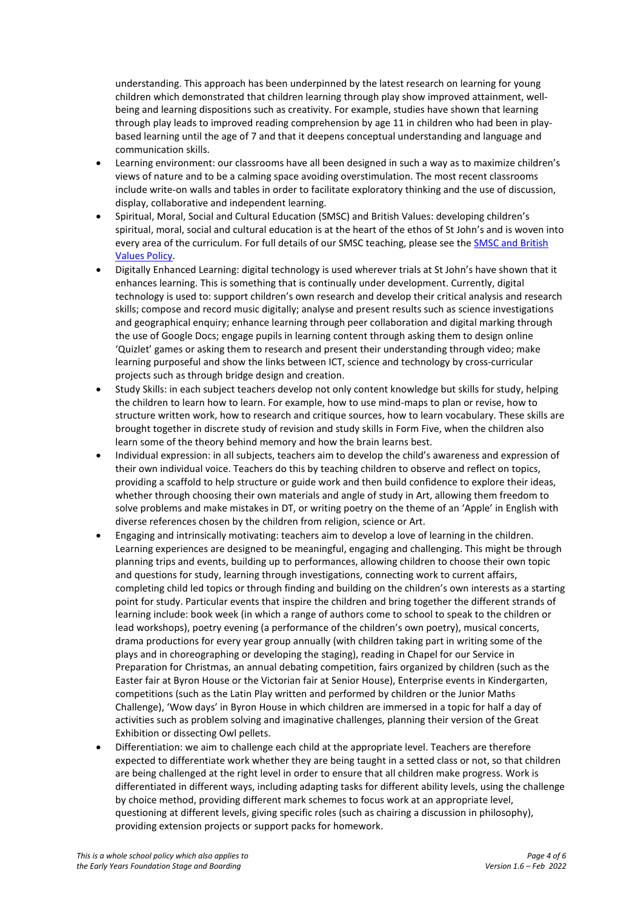understanding. This approach has been underpinned by the latest research on learning for young children which demonstrated that children learning through play show improved attainment, well-being and learning dispositions such as creativity. For example, studies have shown that learning through play leads to improved reading comprehension by age 11 in children who had been in play-based learning until the age of 7 and that it deepens conceptual understanding and language and communication skills.

- Learning environment: our classrooms have all been designed in such a way as to maximize children's views of nature and to be a calming space avoiding overstimulation. The most recent classrooms include write-on walls and tables in order to facilitate exploratory thinking and the use of discussion, display, collaborative and independent learning.
- Spiritual, Moral, Social and Cultural Education (SMSC) and British Values: developing children's spiritual, moral, social and cultural education is at the heart of the ethos of St John's and is woven into every area of the curriculum. For full details of our SMSC teaching, please see the SMSC and British Values Policy.
- Digitally Enhanced Learning: digital technology is used wherever trials at St John's have shown that it enhances learning. This is something that is continually under development. Currently, digital technology is used to: support children's own research and develop their critical analysis and research skills; compose and record music digitally; analyse and present results such as science investigations and geographical enquiry; enhance learning through peer collaboration and digital marking through the use of Google Docs; engage pupils in learning content through asking them to design online 'Quizlet' games or asking them to research and present their understanding through video; make learning purposeful and show the links between ICT, science and technology by cross-curricular projects such as through bridge design and creation.
- Study Skills: in each subject teachers develop not only content knowledge but skills for study, helping the children to learn how to learn. For example, how to use mind-maps to plan or revise, how to structure written work, how to research and critique sources, how to learn vocabulary. These skills are brought together in discrete study of revision and study skills in Form Five, when the children also learn some of the theory behind memory and how the brain learns best.
- Individual expression: in all subjects, teachers aim to develop the child's awareness and expression of their own individual voice. Teachers do this by teaching children to observe and reflect on topics, providing a scaffold to help structure or guide work and then build confidence to explore their ideas, whether through choosing their own materials and angle of study in Art, allowing them freedom to solve problems and make mistakes in DT, or writing poetry on the theme of an 'Apple' in English with diverse references chosen by the children from religion, science or Art.
- Engaging and intrinsically motivating: teachers aim to develop a love of learning in the children. Learning experiences are designed to be meaningful, engaging and challenging. This might be through planning trips and events, building up to performances, allowing children to choose their own topic and questions for study, learning through investigations, connecting work to current affairs, completing child led topics or through finding and building on the children's own interests as a starting point for study. Particular events that inspire the children and bring together the different strands of learning include: book week (in which a range of authors come to school to speak to the children or lead workshops), poetry evening (a performance of the children's own poetry), musical concerts, drama productions for every year group annually (with children taking part in writing some of the plays and in choreographing or developing the staging), reading in Chapel for our Service in Preparation for Christmas, an annual debating competition, fairs organized by children (such as the Easter fair at Byron House or the Victorian fair at Senior House), Enterprise events in Kindergarten, competitions (such as the Latin Play written and performed by children or the Junior Maths Challenge), 'Wow days' in Byron House in which children are immersed in a topic for half a day of activities such as problem solving and imaginative challenges, planning their version of the Great Exhibition or dissecting Owl pellets.
- Differentiation: we aim to challenge each child at the appropriate level. Teachers are therefore expected to differentiate work whether they are being taught in a setted class or not, so that children are being challenged at the right level in order to ensure that all children make progress. Work is differentiated in different ways, including adapting tasks for different ability levels, using the challenge by choice method, providing different mark schemes to focus work at an appropriate level, questioning at different levels, giving specific roles (such as chairing a discussion in philosophy), providing extension projects or support packs for homework.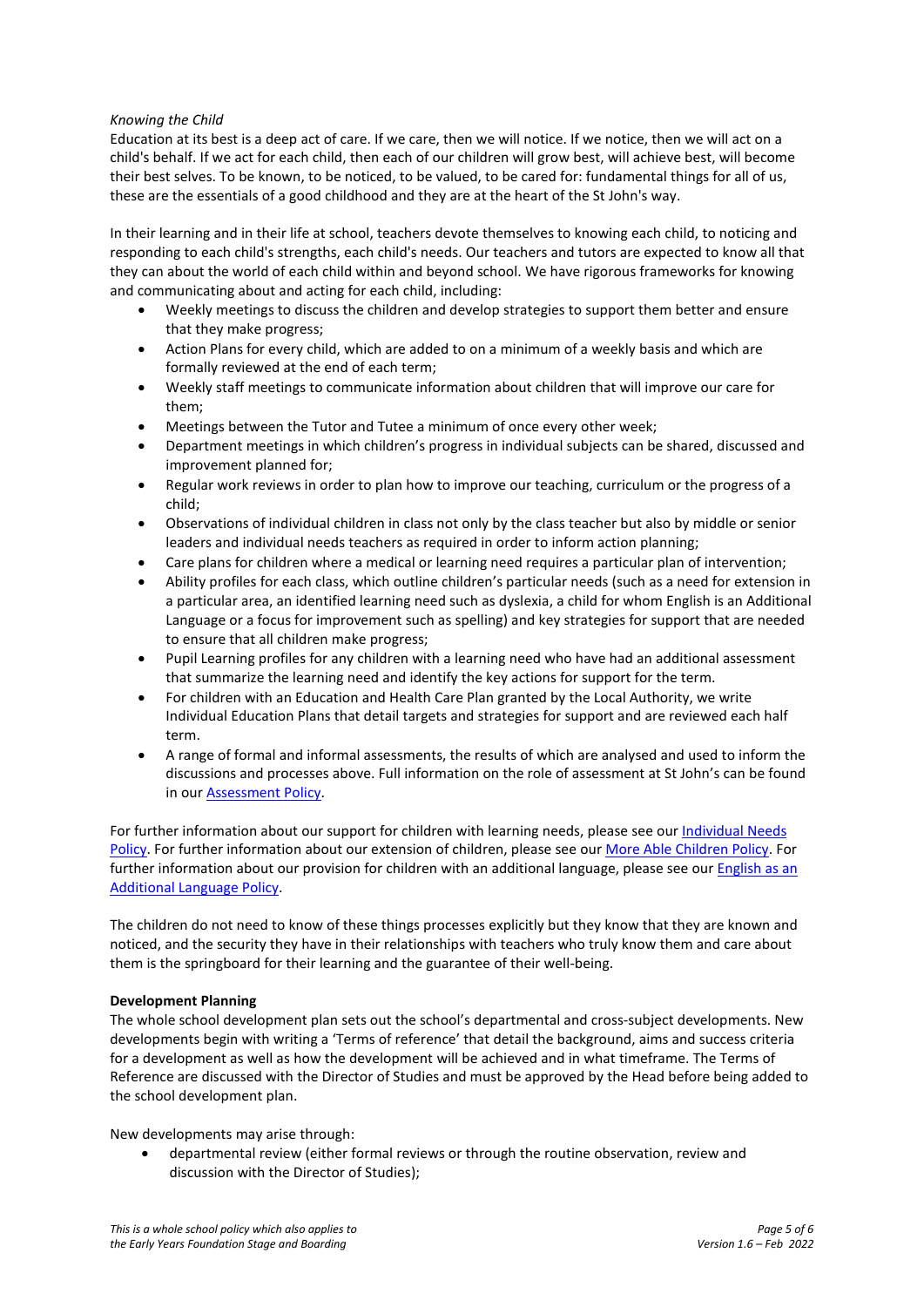*Knowing the Child*

Education at its best is a deep act of care. If we care, then we will notice. If we notice, then we will act on a child's behalf. If we act for each child, then each of our children will grow best, will achieve best, will become their best selves. To be known, to be noticed, to be valued, to be cared for: fundamental things for all of us, these are the essentials of a good childhood and they are at the heart of the St John's way.

In their learning and in their life at school, teachers devote themselves to knowing each child, to noticing and responding to each child's strengths, each child's needs. Our teachers and tutors are expected to know all that they can about the world of each child within and beyond school. We have rigorous frameworks for knowing and communicating about and acting for each child, including:

- Weekly meetings to discuss the children and develop strategies to support them better and ensure that they make progress;
- Action Plans for every child, which are added to on a minimum of a weekly basis and which are formally reviewed at the end of each term;
- Weekly staff meetings to communicate information about children that will improve our care for them;
- Meetings between the Tutor and Tutee a minimum of once every other week;
- Department meetings in which children's progress in individual subjects can be shared, discussed and improvement planned for;
- Regular work reviews in order to plan how to improve our teaching, curriculum or the progress of a child;
- Observations of individual children in class not only by the class teacher but also by middle or senior leaders and individual needs teachers as required in order to inform action planning;
- Care plans for children where a medical or learning need requires a particular plan of intervention;
- Ability profiles for each class, which outline children's particular needs (such as a need for extension in a particular area, an identified learning need such as dyslexia, a child for whom English is an Additional Language or a focus for improvement such as spelling) and key strategies for support that are needed to ensure that all children make progress;
- Pupil Learning profiles for any children with a learning need who have had an additional assessment that summarize the learning need and identify the key actions for support for the term.
- For children with an Education and Health Care Plan granted by the Local Authority, we write Individual Education Plans that detail targets and strategies for support and are reviewed each half term.
- A range of formal and informal assessments, the results of which are analysed and used to inform the discussions and processes above. Full information on the role of assessment at St John's can be found in our Assessment Policy.

For further information about our support for children with learning needs, please see our Individual Needs Policy. For further information about our extension of children, please see our More Able Children Policy. For further information about our provision for children with an additional language, please see our English as an Additional Language Policy.

The children do not need to know of these things processes explicitly but they know that they are known and noticed, and the security they have in their relationships with teachers who truly know them and care about them is the springboard for their learning and the guarantee of their well-being.

**Development Planning**

The whole school development plan sets out the school's departmental and cross-subject developments. New developments begin with writing a 'Terms of reference' that detail the background, aims and success criteria for a development as well as how the development will be achieved and in what timeframe. The Terms of Reference are discussed with the Director of Studies and must be approved by the Head before being added to the school development plan.

New developments may arise through:

- departmental review (either formal reviews or through the routine observation, review and discussion with the Director of Studies);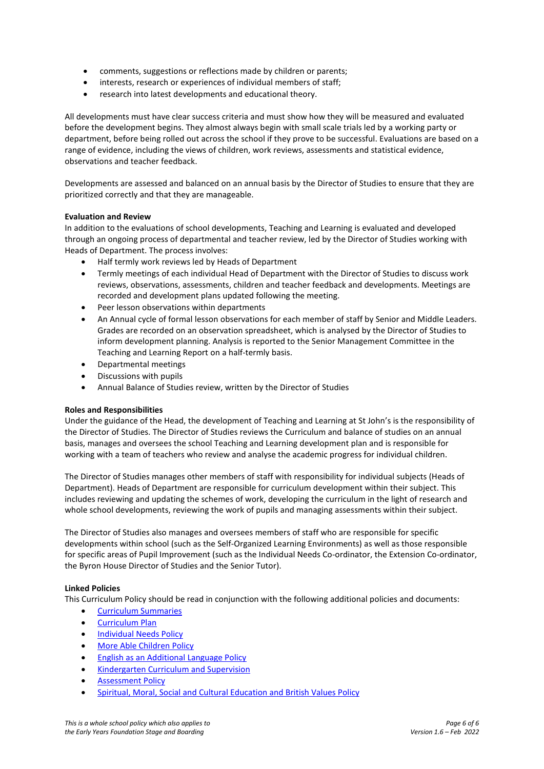- comments, suggestions or reflections made by children or parents;
- interests, research or experiences of individual members of staff;
- research into latest developments and educational theory.

All developments must have clear success criteria and must show how they will be measured and evaluated before the development begins. They almost always begin with small scale trials led by a working party or department, before being rolled out across the school if they prove to be successful. Evaluations are based on a range of evidence, including the views of children, work reviews, assessments and statistical evidence, observations and teacher feedback.

Developments are assessed and balanced on an annual basis by the Director of Studies to ensure that they are prioritized correctly and that they are manageable.

**Evaluation and Review**

In addition to the evaluations of school developments, Teaching and Learning is evaluated and developed through an ongoing process of departmental and teacher review, led by the Director of Studies working with Heads of Department. The process involves:

- Half termly work reviews led by Heads of Department
- Termly meetings of each individual Head of Department with the Director of Studies to discuss work reviews, observations, assessments, children and teacher feedback and developments. Meetings are recorded and development plans updated following the meeting.
- Peer lesson observations within departments
- An Annual cycle of formal lesson observations for each member of staff by Senior and Middle Leaders. Grades are recorded on an observation spreadsheet, which is analysed by the Director of Studies to inform development planning. Analysis is reported to the Senior Management Committee in the Teaching and Learning Report on a half-termly basis.
- Departmental meetings
- Discussions with pupils
- Annual Balance of Studies review, written by the Director of Studies

**Roles and Responsibilities**

Under the guidance of the Head, the development of Teaching and Learning at St John's is the responsibility of the Director of Studies. The Director of Studies reviews the Curriculum and balance of studies on an annual basis, manages and oversees the school Teaching and Learning development plan and is responsible for working with a team of teachers who review and analyse the academic progress for individual children.

The Director of Studies manages other members of staff with responsibility for individual subjects (Heads of Department). Heads of Department are responsible for curriculum development within their subject. This includes reviewing and updating the schemes of work, developing the curriculum in the light of research and whole school developments, reviewing the work of pupils and managing assessments within their subject.

The Director of Studies also manages and oversees members of staff who are responsible for specific developments within school (such as the Self-Organized Learning Environments) as well as those responsible for specific areas of Pupil Improvement (such as the Individual Needs Co-ordinator, the Extension Co-ordinator, the Byron House Director of Studies and the Senior Tutor).

**Linked Policies**

This Curriculum Policy should be read in conjunction with the following additional policies and documents:

- Curriculum Summaries
- Curriculum Plan
- Individual Needs Policy
- More Able Children Policy
- English as an Additional Language Policy
- Kindergarten Curriculum and Supervision
- Assessment Policy
- Spiritual, Moral, Social and Cultural Education and British Values Policy

*This is a whole school policy which also applies to the Early Years Foundation Stage and Boarding*

*Version 1.6 – Feb 2022*